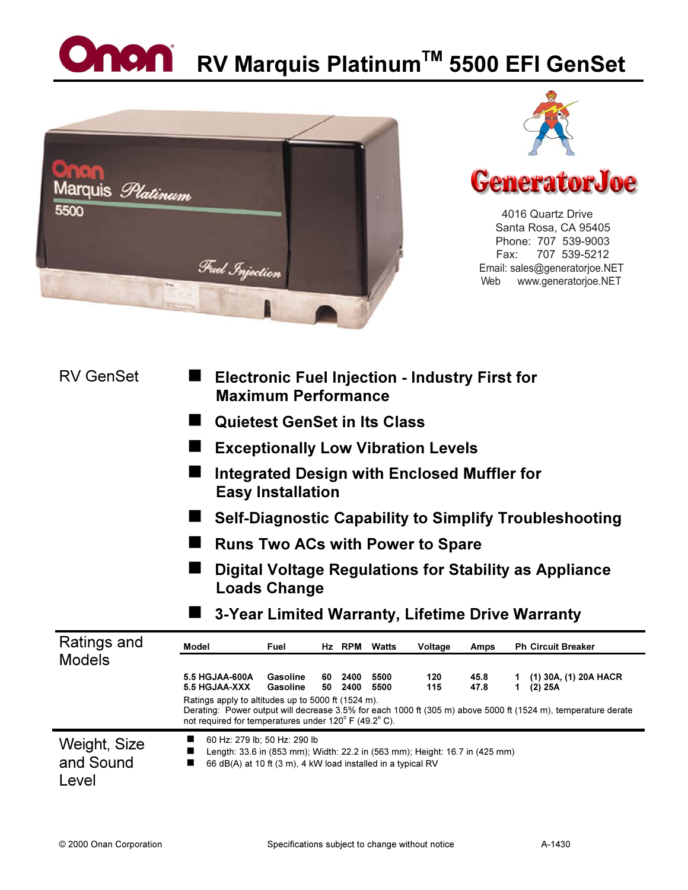# Onan RV Marquis Platinum™ 5500 EFI GenSet

**GeneratorJoe**

4016 Quartz Drive
Santa Rosa, CA 95405
Phone: 707 539-9003
Fax: 707 539-5212
Email: sales@generatorjoe.NET
Web www.generatorjoe.NET

## RV GenSet

- **Electronic Fuel Injection - Industry First for Maximum Performance**
- **Quietest GenSet in Its Class**
- **Exceptionally Low Vibration Levels**
- **Integrated Design with Enclosed Muffler for Easy Installation**
- **Self-Diagnostic Capability to Simplify Troubleshooting**
- **Runs Two ACs with Power to Spare**
- **Digital Voltage Regulations for Stability as Appliance Loads Change**
- **3-Year Limited Warranty, Lifetime Drive Warranty**

## Ratings and Models

| Model | Fuel | Hz | RPM | Watts | Voltage | Amps | Ph | Circuit Breaker |
|---|---|---|---|---|---|---|---|---|
| 5.5 HGJAA-600A | Gasoline | 60 | 2400 | 5500 | 120 | 45.8 | 1 | (1) 30A, (1) 20A HACR |
| 5.5 HGJAA-XXX | Gasoline | 50 | 2400 | 5500 | 115 | 47.8 | 1 | (2) 25A |

Ratings apply to altitudes up to 5000 ft (1524 m).
Derating: Power output will decrease 3.5% for each 1000 ft (305 m) above 5000 ft (1524 m), temperature derate not required for temperatures under 120° F (49.2° C).

## Weight, Size and Sound Level

- 60 Hz: 279 lb; 50 Hz: 290 lb
- Length: 33.6 in (853 mm); Width: 22.2 in (563 mm); Height: 16.7 in (425 mm)
- 66 dB(A) at 10 ft (3 m), 4 kW load installed in a typical RV

© 2000 Onan Corporation    Specifications subject to change without notice    A-1430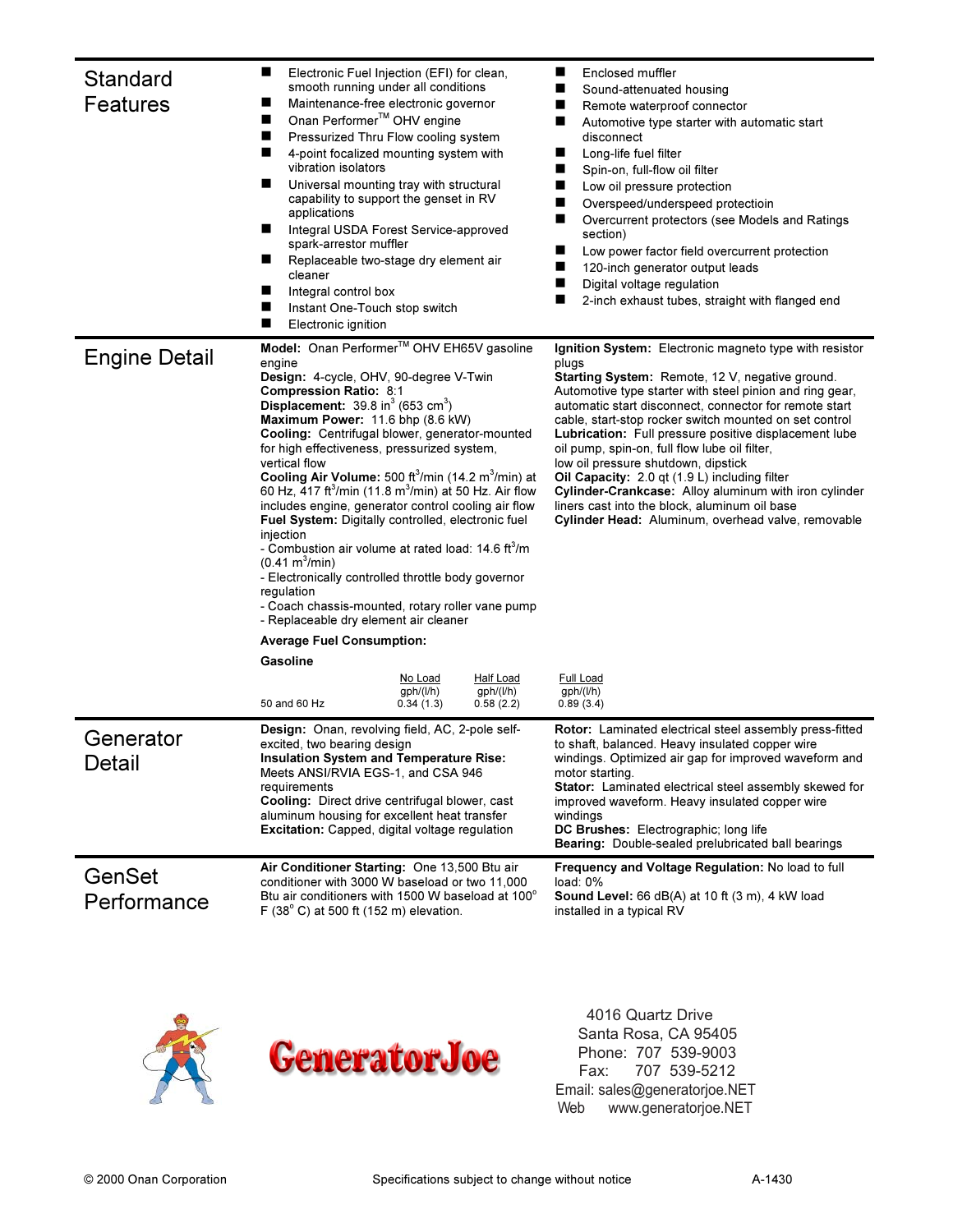## Standard Features

- Electronic Fuel Injection (EFI) for clean, smooth running under all conditions
- Maintenance-free electronic governor
- Onan Performer™ OHV engine
- Pressurized Thru Flow cooling system
- 4-point focalized mounting system with vibration isolators
- Universal mounting tray with structural capability to support the genset in RV applications
- Integral USDA Forest Service-approved spark-arrestor muffler
- Replaceable two-stage dry element air cleaner
- Integral control box
- Instant One-Touch stop switch
- Electronic ignition
- Enclosed muffler
- Sound-attenuated housing
- Remote waterproof connector
- Automotive type starter with automatic start disconnect
- Long-life fuel filter
- Spin-on, full-flow oil filter
- Low oil pressure protection
- Overspeed/underspeed protectioin
- Overcurrent protectors (see Models and Ratings section)
- Low power factor field overcurrent protection
- 120-inch generator output leads
- Digital voltage regulation
- 2-inch exhaust tubes, straight with flanged end

## Engine Detail

**Model:** Onan Performer™ OHV EH65V gasoline engine
**Design:** 4-cycle, OHV, 90-degree V-Twin
**Compression Ratio:** 8:1
**Displacement:** 39.8 in$^3$ (653 cm$^3$)
**Maximum Power:** 11.6 bhp (8.6 kW)
**Cooling:** Centrifugal blower, generator-mounted for high effectiveness, pressurized system, vertical flow
**Cooling Air Volume:** 500 ft$^3$/min (14.2 m$^3$/min) at 60 Hz, 417 ft$^3$/min (11.8 m$^3$/min) at 50 Hz. Air flow includes engine, generator control cooling air flow
**Fuel System:** Digitally controlled, electronic fuel injection
- Combustion air volume at rated load: 14.6 ft$^3$/m (0.41 m$^3$/min)
- Electronically controlled throttle body governor regulation
- Coach chassis-mounted, rotary roller vane pump
- Replaceable dry element air cleaner

**Average Fuel Consumption:**

**Gasoline**

| | No Load gph/(l/h) | Half Load gph/(l/h) | Full Load gph/(l/h) |
|---|---|---|---|
| 50 and 60 Hz | 0.34 (1.3) | 0.58 (2.2) | 0.89 (3.4) |

**Ignition System:** Electronic magneto type with resistor plugs
**Starting System:** Remote, 12 V, negative ground. Automotive type starter with steel pinion and ring gear, automatic start disconnect, connector for remote start cable, start-stop rocker switch mounted on set control
**Lubrication:** Full pressure positive displacement lube oil pump, spin-on, full flow lube oil filter, low oil pressure shutdown, dipstick
**Oil Capacity:** 2.0 qt (1.9 L) including filter
**Cylinder-Crankcase:** Alloy aluminum with iron cylinder liners cast into the block, aluminum oil base
**Cylinder Head:** Aluminum, overhead valve, removable

## Generator Detail

**Design:** Onan, revolving field, AC, 2-pole self-excited, two bearing design
**Insulation System and Temperature Rise:** Meets ANSI/RVIA EGS-1, and CSA 946 requirements
**Cooling:** Direct drive centrifugal blower, cast aluminum housing for excellent heat transfer
**Excitation:** Capped, digital voltage regulation
**Rotor:** Laminated electrical steel assembly press-fitted to shaft, balanced. Heavy insulated copper wire windings. Optimized air gap for improved waveform and motor starting.
**Stator:** Laminated electrical steel assembly skewed for improved waveform. Heavy insulated copper wire windings
**DC Brushes:** Electrographic; long life
**Bearing:** Double-sealed prelubricated ball bearings

## GenSet Performance

**Air Conditioner Starting:** One 13,500 Btu air conditioner with 3000 W baseload or two 11,000 Btu air conditioners with 1500 W baseload at 100° F (38° C) at 500 ft (152 m) elevation.
**Frequency and Voltage Regulation:** No load to full load: 0%
**Sound Level:** 66 dB(A) at 10 ft (3 m), 4 kW load installed in a typical RV

GeneratorJoe

4016 Quartz Drive
Santa Rosa, CA 95405
Phone: 707 539-9003
Fax: 707 539-5212
Email: sales@generatorjoe.NET
Web www.generatorjoe.NET

© 2000 Onan Corporation — Specifications subject to change without notice — A-1430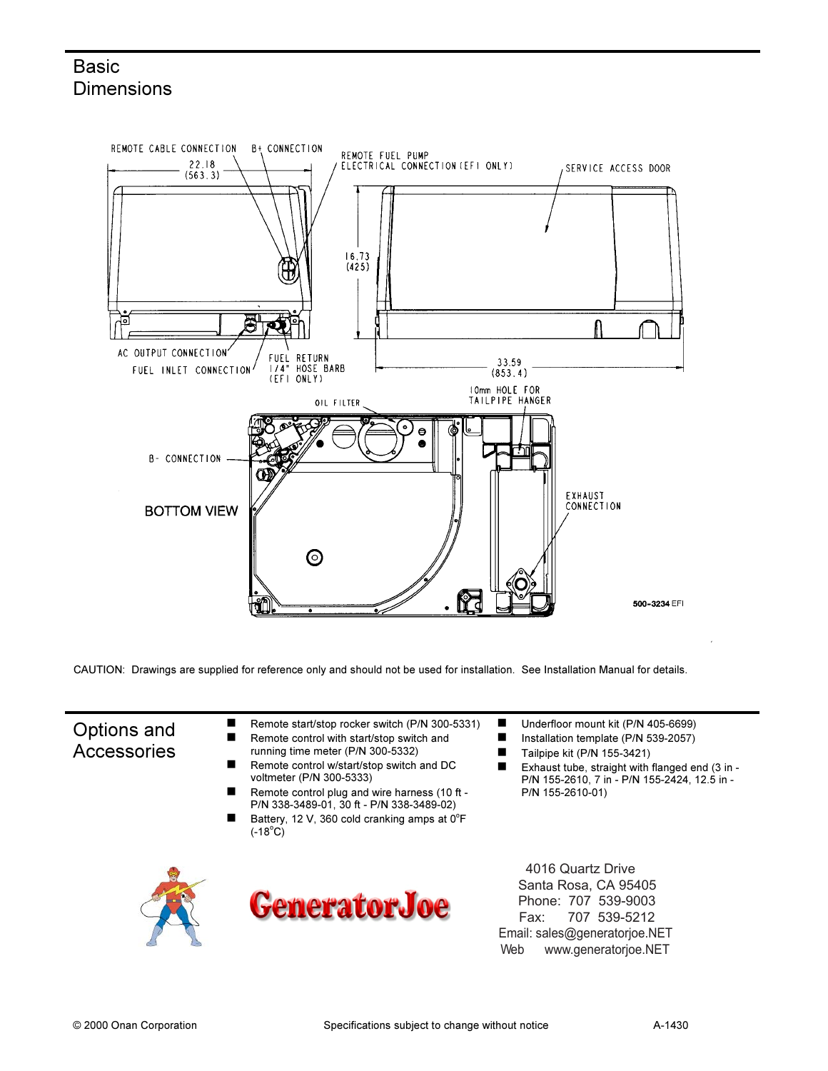## Basic Dimensions

REMOTE CABLE CONNECTION

B+ CONNECTION

REMOTE FUEL PUMP ELECTRICAL CONNECTION (EFI ONLY)

SERVICE ACCESS DOOR

22.18 (563.3)

16.73 (425)

33.59 (853.4)

AC OUTPUT CONNECTION

FUEL INLET CONNECTION

FUEL RETURN 1/4" HOSE BARB (EFI ONLY)

OIL FILTER

10mm HOLE FOR TAILPIPE HANGER

B- CONNECTION

BOTTOM VIEW

EXHAUST CONNECTION

500-3234 EFI

CAUTION: Drawings are supplied for reference only and should not be used for installation. See Installation Manual for details.

## Options and Accessories

- Remote start/stop rocker switch (P/N 300-5331)
- Remote control with start/stop switch and running time meter (P/N 300-5332)
- Remote control w/start/stop switch and DC voltmeter (P/N 300-5333)
- Remote control plug and wire harness (10 ft - P/N 338-3489-01, 30 ft - P/N 338-3489-02)
- Battery, 12 V, 360 cold cranking amps at 0°F (-18°C)
- Underfloor mount kit (P/N 405-6699)
- Installation template (P/N 539-2057)
- Tailpipe kit (P/N 155-3421)
- Exhaust tube, straight with flanged end (3 in - P/N 155-2610, 7 in - P/N 155-2424, 12.5 in - P/N 155-2610-01)

GeneratorJoe

4016 Quartz Drive
Santa Rosa, CA 95405
Phone: 707 539-9003
Fax: 707 539-5212
Email: sales@generatorjoe.NET
Web www.generatorjoe.NET

© 2000 Onan Corporation Specifications subject to change without notice A-1430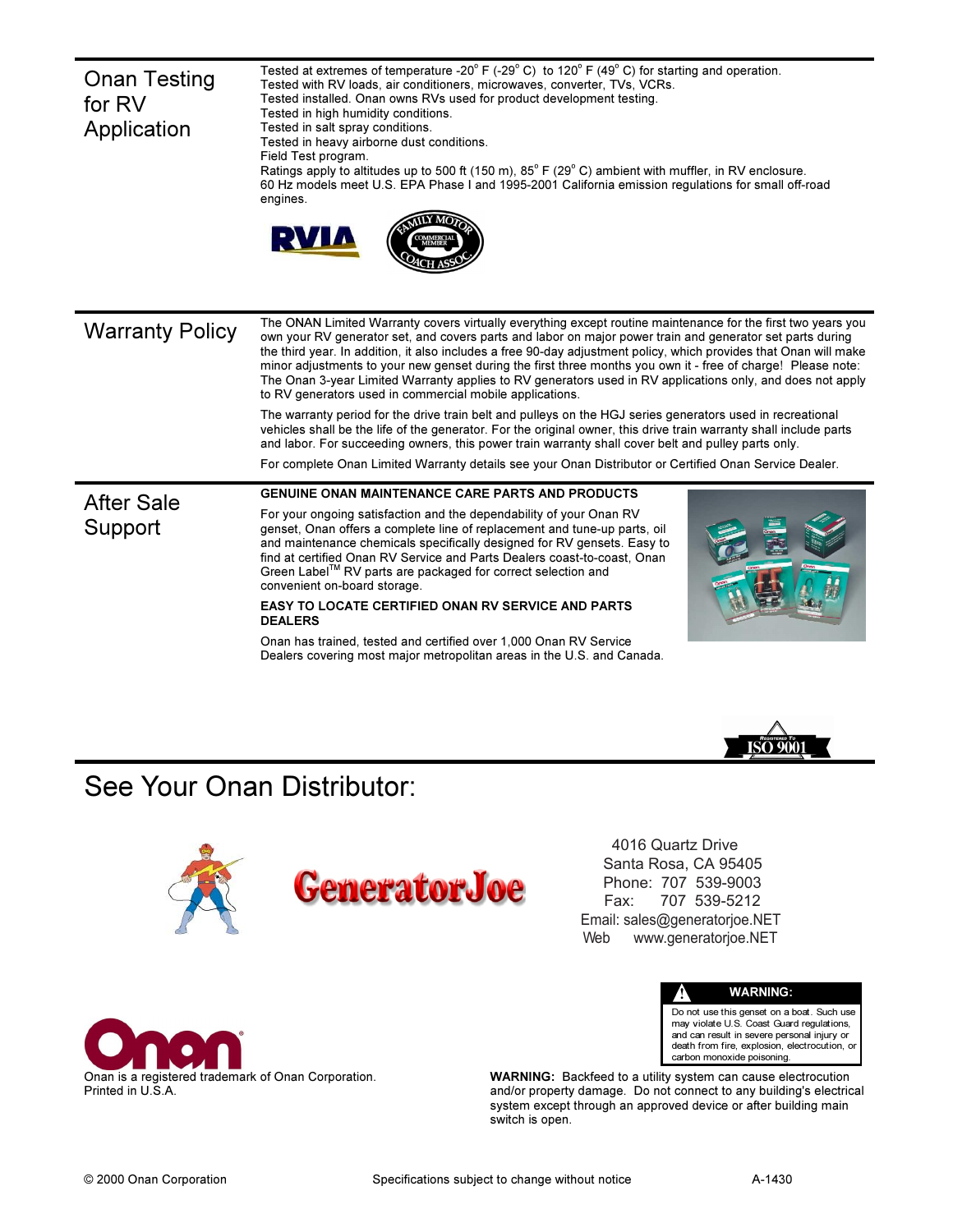## Onan Testing for RV Application

Tested at extremes of temperature -20° F (-29° C) to 120° F (49° C) for starting and operation.
Tested with RV loads, air conditioners, microwaves, converter, TVs, VCRs.
Tested installed. Onan owns RVs used for product development testing.
Tested in high humidity conditions.
Tested in salt spray conditions.
Tested in heavy airborne dust conditions.
Field Test program.
Ratings apply to altitudes up to 500 ft (150 m), 85° F (29° C) ambient with muffler, in RV enclosure.
60 Hz models meet U.S. EPA Phase I and 1995-2001 California emission regulations for small off-road engines.

## Warranty Policy

The ONAN Limited Warranty covers virtually everything except routine maintenance for the first two years you own your RV generator set, and covers parts and labor on major power train and generator set parts during the third year. In addition, it also includes a free 90-day adjustment policy, which provides that Onan will make minor adjustments to your new genset during the first three months you own it - free of charge! Please note: The Onan 3-year Limited Warranty applies to RV generators used in RV applications only, and does not apply to RV generators used in commercial mobile applications.

The warranty period for the drive train belt and pulleys on the HGJ series generators used in recreational vehicles shall be the life of the generator. For the original owner, this drive train warranty shall include parts and labor. For succeeding owners, this power train warranty shall cover belt and pulley parts only.

For complete Onan Limited Warranty details see your Onan Distributor or Certified Onan Service Dealer.

## After Sale Support

**GENUINE ONAN MAINTENANCE CARE PARTS AND PRODUCTS**

For your ongoing satisfaction and the dependability of your Onan RV genset, Onan offers a complete line of replacement and tune-up parts, oil and maintenance chemicals specifically designed for RV gensets. Easy to find at certified Onan RV Service and Parts Dealers coast-to-coast, Onan Green Label™ RV parts are packaged for correct selection and convenient on-board storage.

**EASY TO LOCATE CERTIFIED ONAN RV SERVICE AND PARTS DEALERS**

Onan has trained, tested and certified over 1,000 Onan RV Service Dealers covering most major metropolitan areas in the U.S. and Canada.

# See Your Onan Distributor:

GeneratorJoe

4016 Quartz Drive
Santa Rosa, CA 95405
Phone: 707 539-9003
Fax: 707 539-5212
Email: sales@generatorjoe.NET
Web www.generatorjoe.NET

**WARNING:**

Do not use this genset on a boat. Such use may violate U.S. Coast Guard regulations, and can result in severe personal injury or death from fire, explosion, electrocution, or carbon monoxide poisoning.

Onan is a registered trademark of Onan Corporation.
Printed in U.S.A.

**WARNING:** Backfeed to a utility system can cause electrocution and/or property damage. Do not connect to any building's electrical system except through an approved device or after building main switch is open.

© 2000 Onan Corporation  Specifications subject to change without notice  A-1430